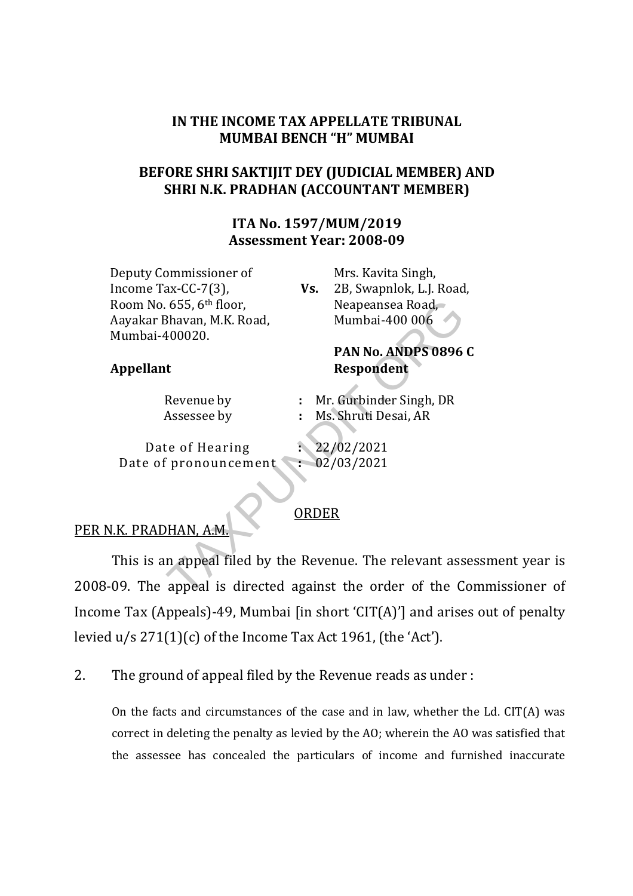**IN THE INCOME TAX APPELLATE TRIBUNAL**
**MUMBAI BENCH "H" MUMBAI**

**BEFORE SHRI SAKTIJIT DEY (JUDICIAL MEMBER) AND SHRI N.K. PRADHAN (ACCOUNTANT MEMBER)**

**ITA No. 1597/MUM/2019**
**Assessment Year: 2008-09**

| | | |
|---|---|---|
| Deputy Commissioner of Income Tax-CC-7(3), Room No. 655, 6th floor, Aayakar Bhavan, M.K. Road, Mumbai-400020. | **Vs.** | Mrs. Kavita Singh, 2B, Swapnlok, L.J. Road, Neapeansea Road, Mumbai-400 006 |
| | | **PAN No. ANDPS 0896 C** |
| **Appellant** | | **Respondent** |

| | | |
|---|---|---|
| Revenue by | : | Mr. Gurbinder Singh, DR |
| Assessee by | : | Ms. Shruti Desai, AR |

| | | |
|---|---|---|
| Date of Hearing | : | 22/02/2021 |
| Date of pronouncement | : | 02/03/2021 |

ORDER

PER N.K. PRADHAN, A.M.

This is an appeal filed by the Revenue. The relevant assessment year is 2008-09. The appeal is directed against the order of the Commissioner of Income Tax (Appeals)-49, Mumbai [in short 'CIT(A)'] and arises out of penalty levied u/s 271(1)(c) of the Income Tax Act 1961, (the 'Act').

2. The ground of appeal filed by the Revenue reads as under :

> On the facts and circumstances of the case and in law, whether the Ld. CIT(A) was correct in deleting the penalty as levied by the AO; wherein the AO was satisfied that the assessee has concealed the particulars of income and furnished inaccurate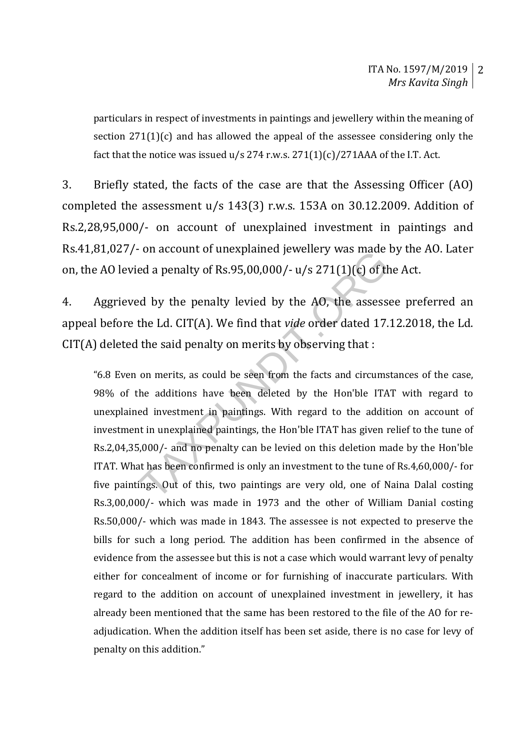particulars in respect of investments in paintings and jewellery within the meaning of section 271(1)(c) and has allowed the appeal of the assessee considering only the fact that the notice was issued u/s 274 r.w.s. 271(1)(c)/271AAA of the I.T. Act.

3. Briefly stated, the facts of the case are that the Assessing Officer (AO) completed the assessment u/s 143(3) r.w.s. 153A on 30.12.2009. Addition of Rs.2,28,95,000/- on account of unexplained investment in paintings and Rs.41,81,027/- on account of unexplained jewellery was made by the AO. Later on, the AO levied a penalty of Rs.95,00,000/- u/s 271(1)(c) of the Act.

4. Aggrieved by the penalty levied by the AO, the assessee preferred an appeal before the Ld. CIT(A). We find that *vide* order dated 17.12.2018, the Ld. CIT(A) deleted the said penalty on merits by observing that :

> "6.8 Even on merits, as could be seen from the facts and circumstances of the case, 98% of the additions have been deleted by the Hon'ble ITAT with regard to unexplained investment in paintings. With regard to the addition on account of investment in unexplained paintings, the Hon'ble ITAT has given relief to the tune of Rs.2,04,35,000/- and no penalty can be levied on this deletion made by the Hon'ble ITAT. What has been confirmed is only an investment to the tune of Rs.4,60,000/- for five paintings. Out of this, two paintings are very old, one of Naina Dalal costing Rs.3,00,000/- which was made in 1973 and the other of William Danial costing Rs.50,000/- which was made in 1843. The assessee is not expected to preserve the bills for such a long period. The addition has been confirmed in the absence of evidence from the assessee but this is not a case which would warrant levy of penalty either for concealment of income or for furnishing of inaccurate particulars. With regard to the addition on account of unexplained investment in jewellery, it has already been mentioned that the same has been restored to the file of the AO for re-adjudication. When the addition itself has been set aside, there is no case for levy of penalty on this addition."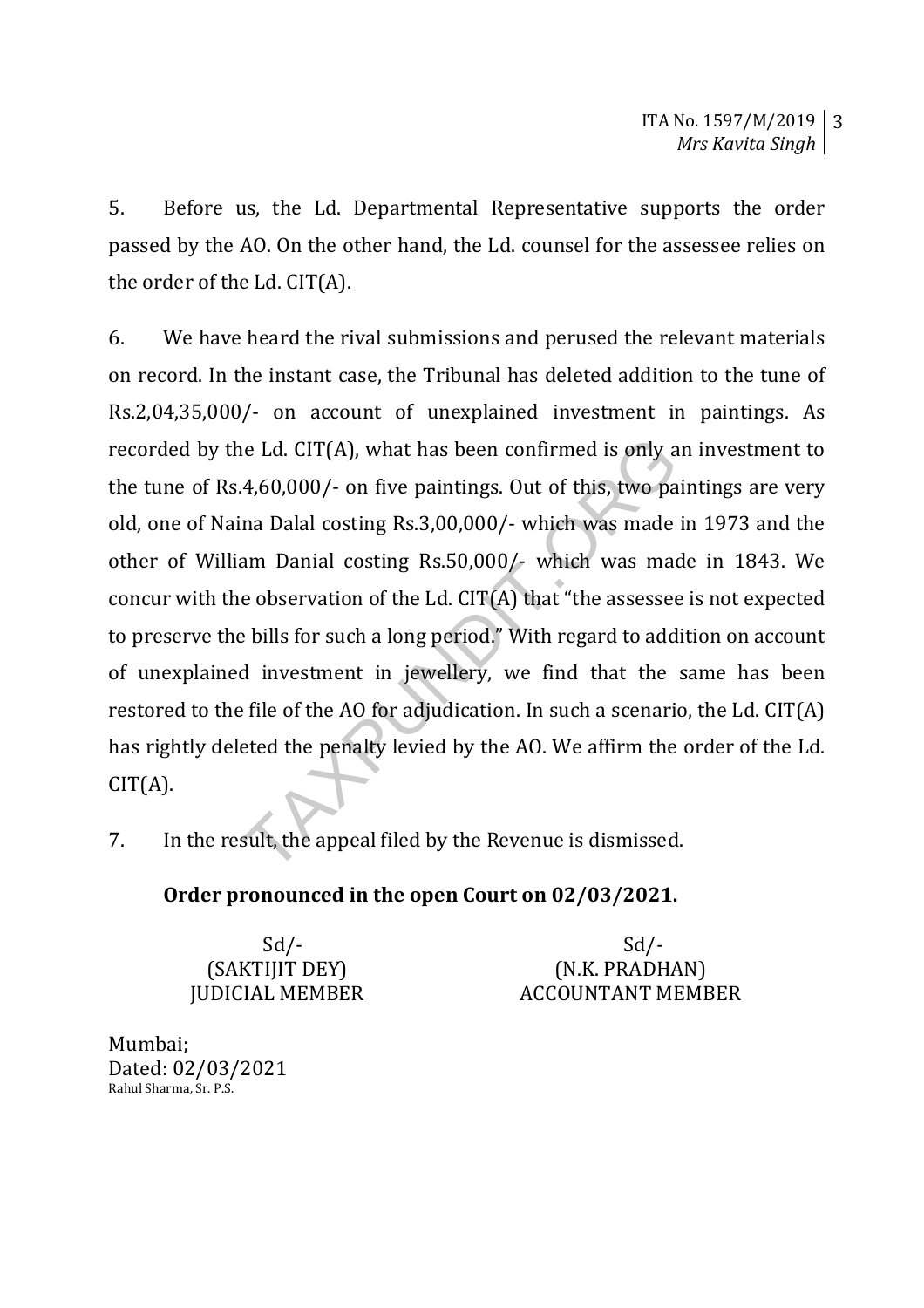5. Before us, the Ld. Departmental Representative supports the order passed by the AO. On the other hand, the Ld. counsel for the assessee relies on the order of the Ld. CIT(A).

6. We have heard the rival submissions and perused the relevant materials on record. In the instant case, the Tribunal has deleted addition to the tune of Rs.2,04,35,000/- on account of unexplained investment in paintings. As recorded by the Ld. CIT(A), what has been confirmed is only an investment to the tune of Rs.4,60,000/- on five paintings. Out of this, two paintings are very old, one of Naina Dalal costing Rs.3,00,000/- which was made in 1973 and the other of William Danial costing Rs.50,000/- which was made in 1843. We concur with the observation of the Ld. CIT(A) that "the assessee is not expected to preserve the bills for such a long period." With regard to addition on account of unexplained investment in jewellery, we find that the same has been restored to the file of the AO for adjudication. In such a scenario, the Ld. CIT(A) has rightly deleted the penalty levied by the AO. We affirm the order of the Ld. CIT(A).

7. In the result, the appeal filed by the Revenue is dismissed.

**Order pronounced in the open Court on 02/03/2021.**

| Sd/- | Sd/- |
|---|---|
| (SAKTIJIT DEY) | (N.K. PRADHAN) |
| JUDICIAL MEMBER | ACCOUNTANT MEMBER |

Mumbai;
Dated: 02/03/2021
Rahul Sharma, Sr. P.S.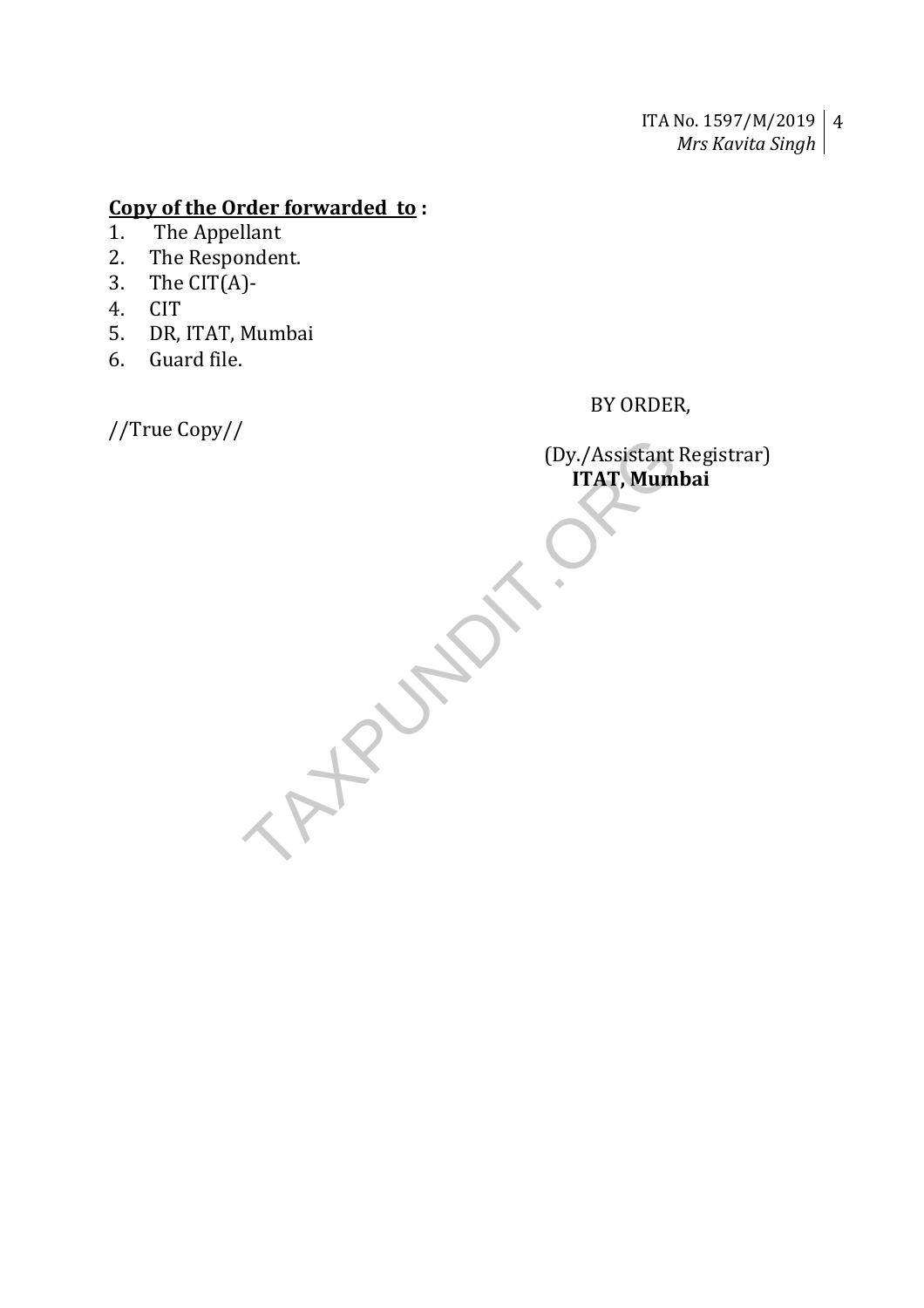**Copy of the Order forwarded to :**

1. The Appellant
2. The Respondent.
3. The CIT(A)-
4. CIT
5. DR, ITAT, Mumbai
6. Guard file.

BY ORDER,

//True Copy//

(Dy./Assistant Registrar)
**ITAT, Mumbai**